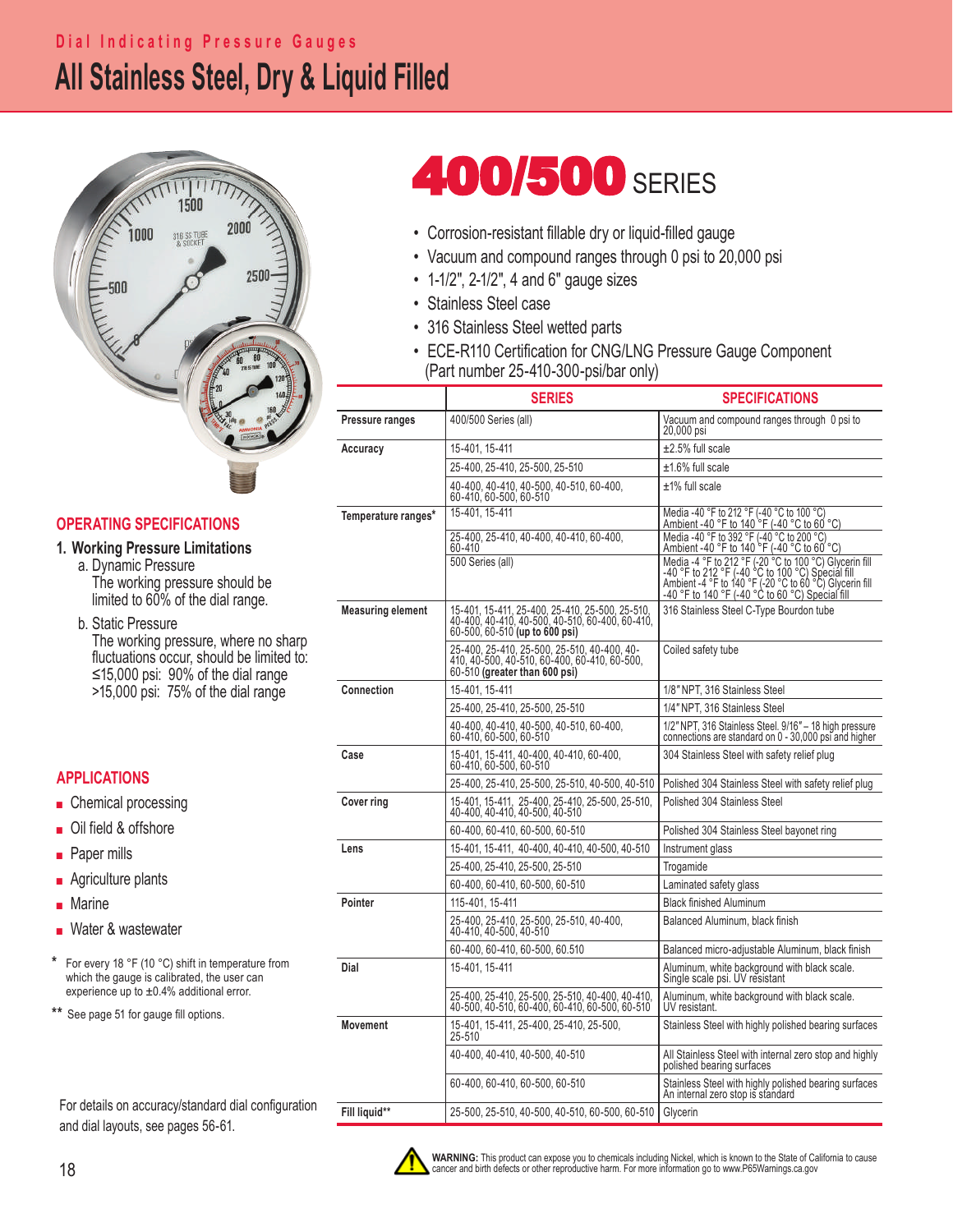Dial Indicating Pressure Gauges

# All Stainless Steel, Dry & Liquid Filled

## 400/500 SERIES

- Corrosion-resistant fillable dry or liquid-filled gauge
- Vacuum and compound ranges through 0 psi to 20,000 psi
- 1-1/2", 2-1/2", 4 and 6" gauge sizes
- Stainless Steel case
- 316 Stainless Steel wetted parts
- ECE-R110 Certification for CNG/LNG Pressure Gauge Component (Part number 25-410-300-psi/bar only)

| | SERIES | SPECIFICATIONS |
|---|---|---|
| **Pressure ranges** | 400/500 Series (all) | Vacuum and compound ranges through 0 psi to 20,000 psi |
| **Accuracy** | 15-401, 15-411 | ±2.5% full scale |
| | 25-400, 25-410, 25-500, 25-510 | ±1.6% full scale |
| | 40-400, 40-410, 40-500, 40-510, 60-400, 60-410, 60-500, 60-510 | ±1% full scale |
| **Temperature ranges*** | 15-401, 15-411 | Media -40 °F to 212 °F (-40 °C to 100 °C) Ambient -40 °F to 140 °F (-40 °C to 60 °C) |
| | 25-400, 25-410, 40-400, 40-410, 60-400, 60-410 | Media -40 °F to 392 °F (-40 °C to 200 °C) Ambient -40 °F to 140 °F (-40 °C to 60 °C) |
| | 500 Series (all) | Media -4 °F to 212 °F (-20 °C to 100 °C) Glycerin fill -40 °F to 212 °F (-40 °C to 100 °C) Special fill Ambient -4 °F to 140 °F (-20 °C to 60 °C) Glycerin fill -40 °F to 140 °F (-40 °C to 60 °C) Special fill |
| **Measuring element** | 15-401, 15-411, 25-400, 25-410, 25-500, 25-510, 40-400, 40-410, 40-500, 40-510, 60-400, 60-410, 60-500, 60-510 **(up to 600 psi)** | 316 Stainless Steel C-Type Bourdon tube |
| | 25-400, 25-410, 25-500, 25-510, 40-400, 40-410, 40-500, 40-510, 60-400, 60-410, 60-500, 60-510 **(greater than 600 psi)** | Coiled safety tube |
| **Connection** | 15-401, 15-411 | 1/8" NPT, 316 Stainless Steel |
| | 25-400, 25-410, 25-500, 25-510 | 1/4" NPT, 316 Stainless Steel |
| | 40-400, 40-410, 40-500, 40-510, 60-400, 60-410, 60-500, 60-510 | 1/2" NPT, 316 Stainless Steel. 9/16" – 18 high pressure connections are standard on 0 - 30,000 psi and higher |
| **Case** | 15-401, 15-411, 40-400, 40-410, 60-400, 60-410, 60-500, 60-510 | 304 Stainless Steel with safety relief plug |
| | 25-400, 25-410, 25-500, 25-510, 40-500, 40-510 | Polished 304 Stainless Steel with safety relief plug |
| **Cover ring** | 15-401, 15-411, 25-400, 25-410, 25-500, 25-510, 40-400, 40-410, 40-500, 40-510 | Polished 304 Stainless Steel |
| | 60-400, 60-410, 60-500, 60-510 | Polished 304 Stainless Steel bayonet ring |
| **Lens** | 15-401, 15-411, 40-400, 40-410, 40-500, 40-510 | Instrument glass |
| | 25-400, 25-410, 25-500, 25-510 | Trogamide |
| | 60-400, 60-410, 60-500, 60-510 | Laminated safety glass |
| **Pointer** | 115-401, 15-411 | Black finished Aluminum |
| | 25-400, 25-410, 25-500, 25-510, 40-400, 40-410, 40-500, 40-510 | Balanced Aluminum, black finish |
| | 60-400, 60-410, 60-500, 60.510 | Balanced micro-adjustable Aluminum, black finish |
| **Dial** | 15-401, 15-411 | Aluminum, white background with black scale. Single scale psi. UV resistant |
| | 25-400, 25-410, 25-500, 25-510, 40-400, 40-410, 40-500, 40-510, 60-400, 60-410, 60-500, 60-510 | Aluminum, white background with black scale. UV resistant. |
| **Movement** | 15-401, 15-411, 25-400, 25-410, 25-500, 25-510 | Stainless Steel with highly polished bearing surfaces |
| | 40-400, 40-410, 40-500, 40-510 | All Stainless Steel with internal zero stop and highly polished bearing surfaces |
| | 60-400, 60-410, 60-500, 60-510 | Stainless Steel with highly polished bearing surfaces An internal zero stop is standard |
| **Fill liquid**** | 25-500, 25-510, 40-500, 40-510, 60-500, 60-510 | Glycerin |

## OPERATING SPECIFICATIONS

### 1. Working Pressure Limitations

a. Dynamic Pressure

The working pressure should be limited to 60% of the dial range.

b. Static Pressure

The working pressure, where no sharp fluctuations occur, should be limited to:
≤15,000 psi: 90% of the dial range
>15,000 psi: 75% of the dial range

## APPLICATIONS

- Chemical processing
- Oil field & offshore
- Paper mills
- Agriculture plants
- Marine
- Water & wastewater

\* For every 18 °F (10 °C) shift in temperature from which the gauge is calibrated, the user can experience up to ±0.4% additional error.

** See page 51 for gauge fill options.

For details on accuracy/standard dial configuration and dial layouts, see pages 56-61.

**WARNING:** This product can expose you to chemicals including Nickel, which is known to the State of California to cause cancer and birth defects or other reproductive harm. For more information go to www.P65Warnings.ca.gov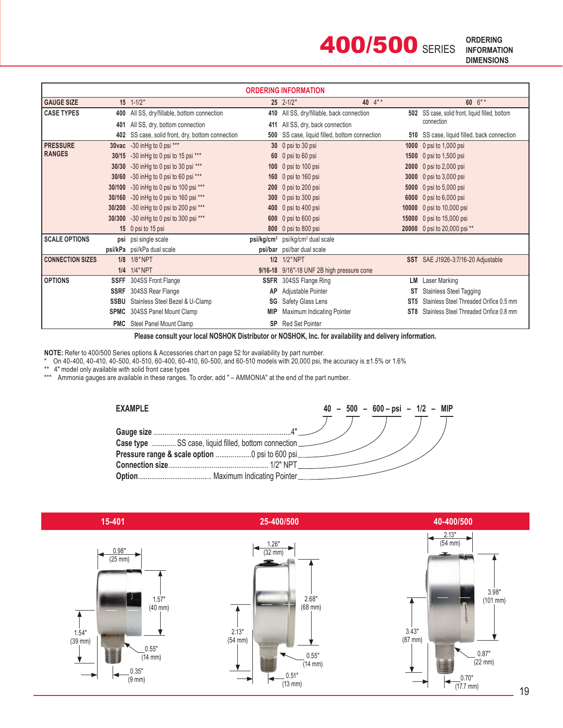# 400/500 SERIES

**ORDERING INFORMATION DIMENSIONS**

## ORDERING INFORMATION

| | | | | | | |
|---|---|---|---|---|---|---|
| **GAUGE SIZE** | **15** | 1-1/2" | **25** | 2-1/2" **40** 4" * | **60** | 6" * |
| **CASE TYPES** | **400** | All SS, dry/fillable, bottom connection | **410** | All SS, dry/fillable, back connection | **502** | SS case, solid front, liquid filled, bottom connection |
| | **401** | All SS, dry, bottom connection | **411** | All SS, dry, back connection | | |
| | **402** | SS case, solid front, dry, bottom connection | **500** | SS case, liquid filled, bottom connection | **510** | SS case, liquid filled, back connection |
| **PRESSURE RANGES** | **30vac** | -30 inHg to 0 psi *** | **30** | 0 psi to 30 psi | **1000** | 0 psi to 1,000 psi |
| | **30/15** | -30 inHg to 0 psi to 15 psi *** | **60** | 0 psi to 60 psi | **1500** | 0 psi to 1,500 psi |
| | **30/30** | -30 inHg to 0 psi to 30 psi *** | **100** | 0 psi to 100 psi | **2000** | 0 psi to 2,000 psi |
| | **30/60** | -30 inHg to 0 psi to 60 psi *** | **160** | 0 psi to 160 psi | **3000** | 0 psi to 3,000 psi |
| | **30/100** | -30 inHg to 0 psi to 100 psi *** | **200** | 0 psi to 200 psi | **5000** | 0 psi to 5,000 psi |
| | **30/160** | -30 inHg to 0 psi to 160 psi *** | **300** | 0 psi to 300 psi | **6000** | 0 psi to 6,000 psi |
| | **30/200** | -30 inHg to 0 psi to 200 psi *** | **400** | 0 psi to 400 psi | **10000** | 0 psi to 10,000 psi |
| | **30/300** | -30 inHg to 0 psi to 300 psi *** | **600** | 0 psi to 600 psi | **15000** | 0 psi to 15,000 psi |
| | **15** | 0 psi to 15 psi | **800** | 0 psi to 800 psi | **20000** | 0 psi to 20,000 psi ** |
| **SCALE OPTIONS** | **psi** | psi single scale | **psi/kg/cm²** | psi/kg/cm² dual scale | | |
| | **psi/kPa** | psi/kPa dual scale | **psi/bar** | psi/bar dual scale | | |
| **CONNECTION SIZES** | **1/8** | 1/8" NPT | **1/2** | 1/2" NPT | **SST** | SAE J1926-3/7/16-20 Adjustable |
| | **1/4** | 1/4" NPT | **9/16-18** | 9/16"-18 UNF 2B high pressure cone | | |
| **OPTIONS** | **SSFF** | 304SS Front Flange | **SSFR** | 304SS Flange Ring | **LM** | Laser Marking |
| | **SSRF** | 304SS Rear Flange | **AP** | Adjustable Pointer | **ST** | Stainless Steel Tagging |
| | **SSBU** | Stainless Steel Bezel & U-Clamp | **SG** | Safety Glass Lens | **ST5** | Stainless Steel Threaded Orifice 0.5 mm |
| | **SPMC** | 304SS Panel Mount Clamp | **MIP** | Maximum Indicating Pointer | **ST8** | Stainless Steel Threaded Orifice 0.8 mm |
| | **PMC** | Steel Panel Mount Clamp | **SP** | Red Set Pointer | | |

**Please consult your local NOSHOK Distributor or NOSHOK, Inc. for availability and delivery information.**

**NOTE:** Refer to 400/500 Series options & Accessories chart on page 52 for availability by part number.

\* On 40-400, 40-410, 40-500, 40-510, 60-400, 60-410, 60-500, and 60-510 models with 20,000 psi, the accuracy is ±1.5% or 1.6%

\*\* 4" model only available with solid front case types

\*\*\* Ammonia gauges are available in these ranges. To order, add " – AMMONIA" at the end of the part number.

## EXAMPLE

**40 – 500 – 600 – psi – 1/2 – MIP**

- **Gauge size** .......... 4"
- **Case type** .......... SS case, liquid filled, bottom connection
- **Pressure range & scale option** .......... 0 psi to 600 psi
- **Connection size** .......... 1/2" NPT
- **Option** .......... Maximum Indicating Pointer

## 15-401

0.98" (25 mm); 1.57" (40 mm); 1.54" (39 mm); 0.55" (14 mm); 0.35" (9 mm)

## 25-400/500

1.26" (32 mm); 2.68" (68 mm); 2.13" (54 mm); 0.55" (14 mm); 0.51" (13 mm)

## 40-400/500

2.13" (54 mm); 3.98" (101 mm); 3.43" (87 mm); 0.87" (22 mm); 0.70" (17.7 mm)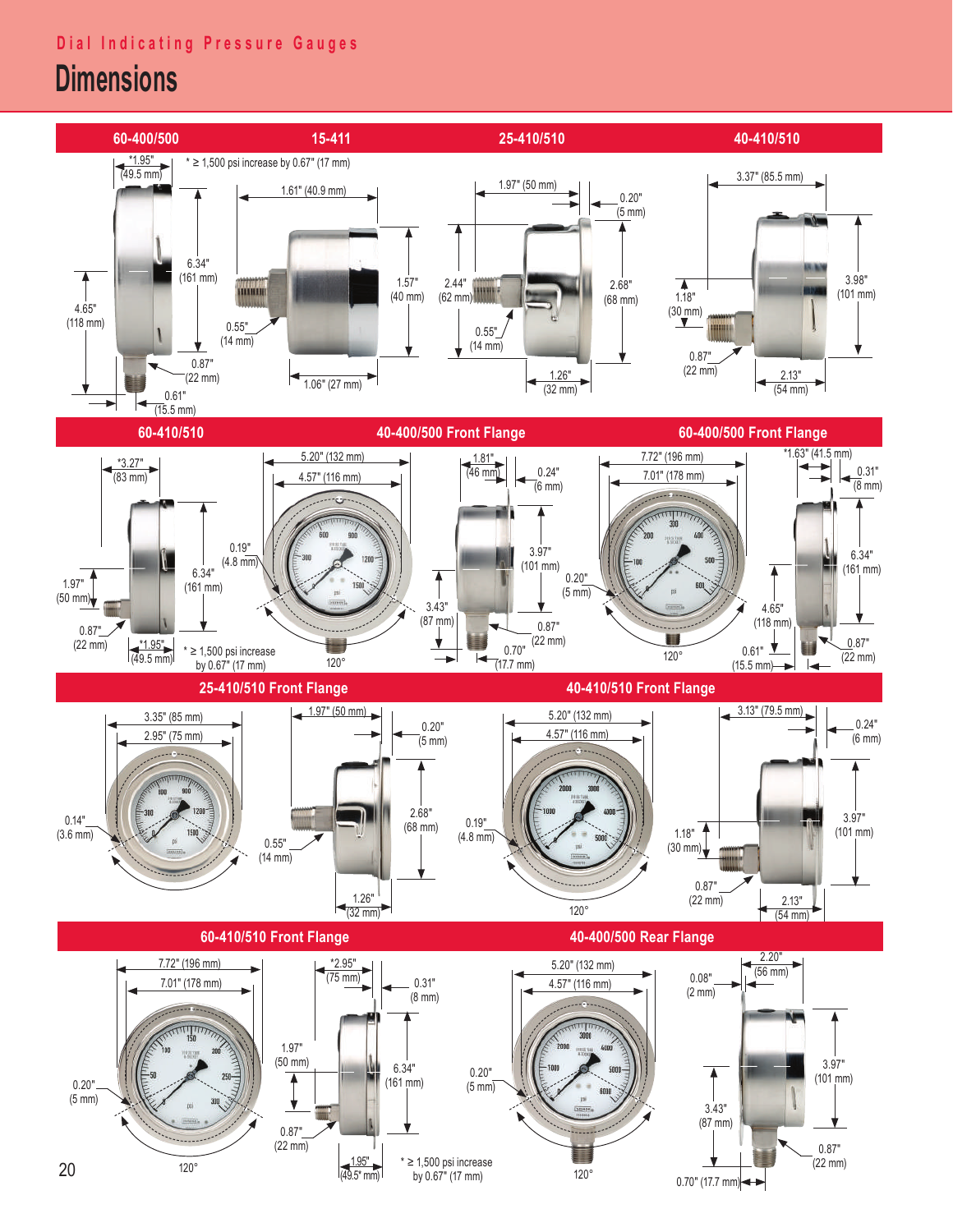Dial Indicating Pressure Gauges

# Dimensions

## 60-400/500

*1.95" (49.5 mm)

* ≥ 1,500 psi increase by 0.67" (17 mm)

6.34" (161 mm)

4.65" (118 mm)

0.87" (22 mm)

0.61" (15.5 mm)

## 15-411

1.61" (40.9 mm)

1.57" (40 mm)

0.55" (14 mm)

1.06" (27 mm)

## 25-410/510

1.97" (50 mm)

0.20" (5 mm)

2.44" (62 mm)

2.68" (68 mm)

0.55" (14 mm)

1.26" (32 mm)

## 40-410/510

3.37" (85.5 mm)

3.98" (101 mm)

1.18" (30 mm)

0.87" (22 mm)

2.13" (54 mm)

## 60-410/510

*3.27" (83 mm)

6.34" (161 mm)

1.97" (50 mm)

0.87" (22 mm)

*1.95" (49.5 mm)

* ≥ 1,500 psi increase by 0.67" (17 mm)

## 40-400/500 Front Flange

5.20" (132 mm)

4.57" (116 mm)

0.19" (4.8 mm)

120°

1.81" (46 mm)

0.24" (6 mm)

3.97" (101 mm)

0.20" (5 mm)

3.43" (87 mm)

0.87" (22 mm)

0.70" (17.7 mm)

## 60-400/500 Front Flange

7.72" (196 mm)

7.01" (178 mm)

120°

*1.63" (41.5 mm)

0.31" (8 mm)

6.34" (161 mm)

4.65" (118 mm)

0.61" (15.5 mm)

0.87" (22 mm)

## 25-410/510 Front Flange

3.35" (85 mm)

2.95" (75 mm)

0.14" (3.6 mm)

1.97" (50 mm)

0.20" (5 mm)

2.68" (68 mm)

0.55" (14 mm)

1.26" (32 mm)

## 40-410/510 Front Flange

5.20" (132 mm)

4.57" (116 mm)

0.19" (4.8 mm)

120°

3.13" (79.5 mm)

0.24" (6 mm)

3.97" (101 mm)

1.18" (30 mm)

0.87" (22 mm)

2.13" (54 mm)

## 60-410/510 Front Flange

7.72" (196 mm)

7.01" (178 mm)

0.20" (5 mm)

120°

*2.95" (75 mm)

0.31" (8 mm)

1.97" (50 mm)

6.34" (161 mm)

0.87" (22 mm)

1.95" (49.5" mm)

* ≥ 1,500 psi increase by 0.67" (17 mm)

## 40-400/500 Rear Flange

5.20" (132 mm)

4.57" (116 mm)

0.20" (5 mm)

120°

2.20" (56 mm)

0.08" (2 mm)

3.97" (101 mm)

3.43" (87 mm)

0.87" (22 mm)

0.70" (17.7 mm)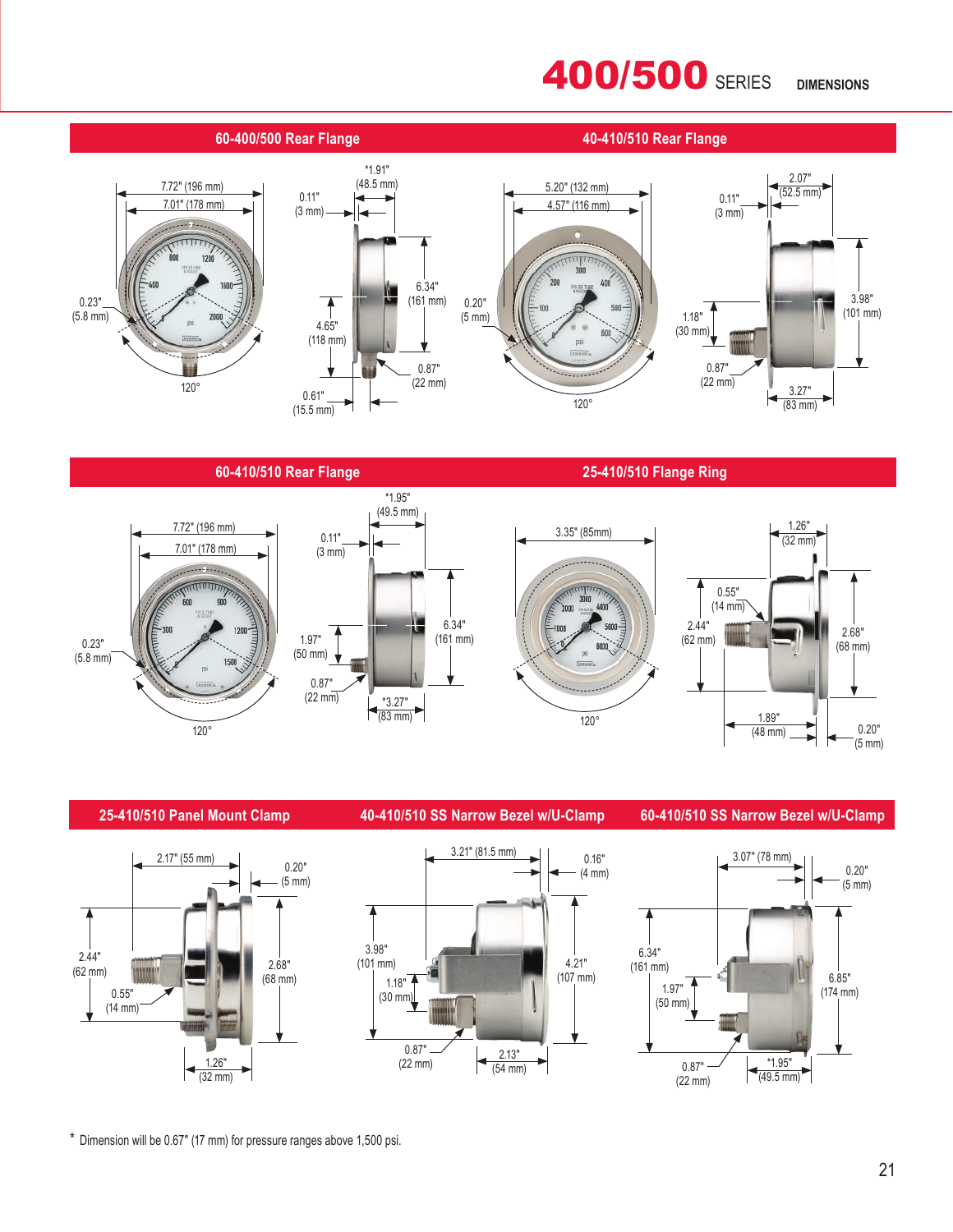# 400/500 SERIES DIMENSIONS

## 60-400/500 Rear Flange

7.72" (196 mm)
7.01" (178 mm)
0.23" (5.8 mm)
120°
0.11" (3 mm)
*1.91" (48.5 mm)
6.34" (161 mm)
4.65" (118 mm)
0.87" (22 mm)
0.61" (15.5 mm)

## 40-410/510 Rear Flange

5.20" (132 mm)
4.57" (116 mm)
0.20" (5 mm)
120°
0.11" (3 mm)
2.07" (52.5 mm)
3.98" (101 mm)
1.18" (30 mm)
0.87" (22 mm)
3.27" (83 mm)

## 60-410/510 Rear Flange

7.72" (196 mm)
7.01" (178 mm)
0.23" (5.8 mm)
120°
0.11" (3 mm)
*1.95" (49.5 mm)
6.34" (161 mm)
1.97" (50 mm)
0.87" (22 mm)
*3.27" (83 mm)

## 25-410/510 Flange Ring

3.35" (85mm)
120°
1.26" (32 mm)
0.55" (14 mm)
2.44" (62 mm)
2.68" (68 mm)
1.89" (48 mm)
0.20" (5 mm)

## 25-410/510 Panel Mount Clamp

2.17" (55 mm)
0.20" (5 mm)
2.44" (62 mm)
2.68" (68 mm)
0.55" (14 mm)
1.26" (32 mm)

## 40-410/510 SS Narrow Bezel w/U-Clamp

3.21" (81.5 mm)
0.16" (4 mm)
3.98" (101 mm)
4.21" (107 mm)
1.18" (30 mm)
0.87" (22 mm)
2.13" (54 mm)

## 60-410/510 SS Narrow Bezel w/U-Clamp

3.07" (78 mm)
0.20" (5 mm)
6.34" (161 mm)
6.85" (174 mm)
1.97" (50 mm)
0.87" (22 mm)
*1.95" (49.5 mm)

* Dimension will be 0.67" (17 mm) for pressure ranges above 1,500 psi.